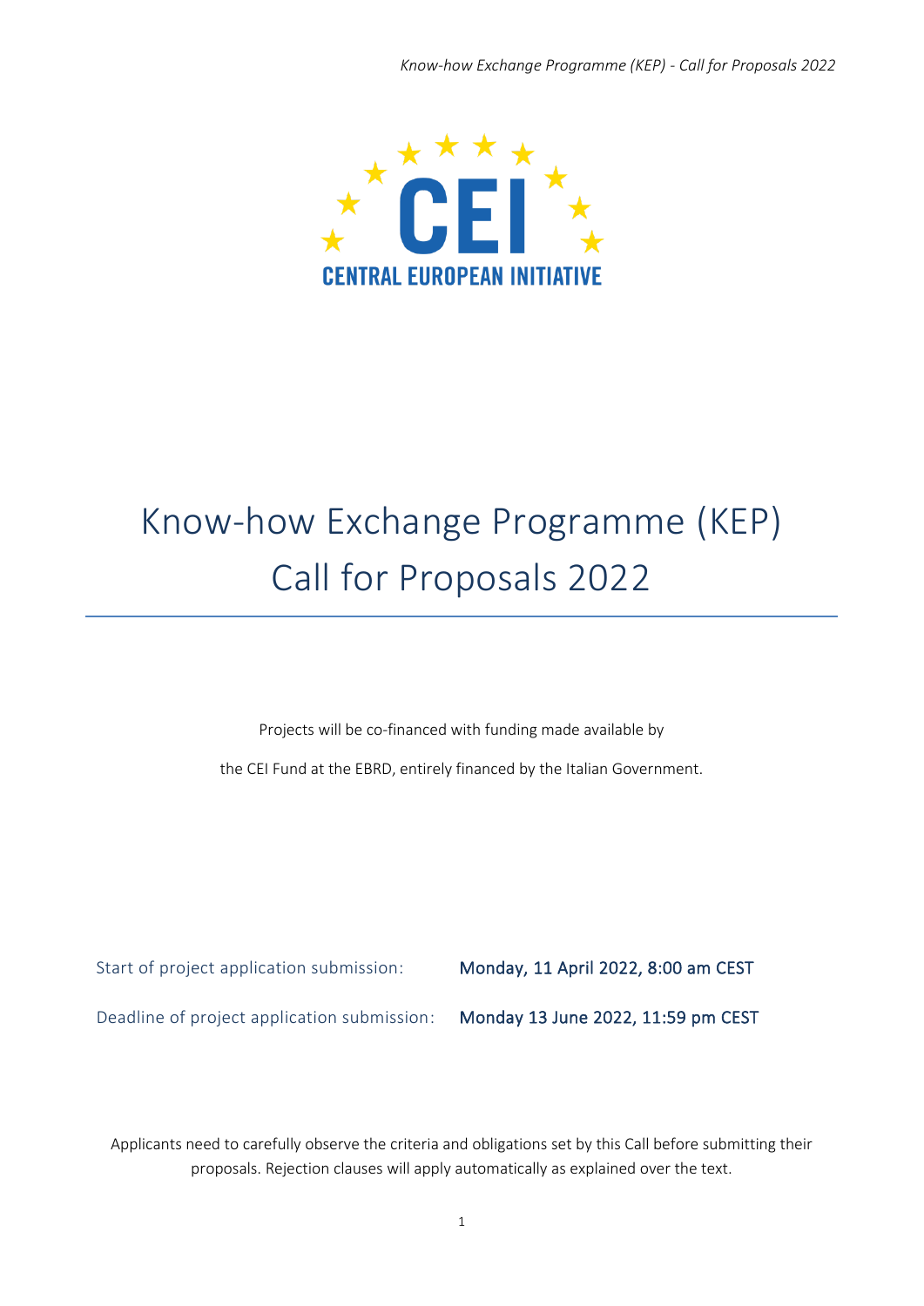**CEI**

**CENTRAL EUROPEAN INITIATIVE**

# Know-how Exchange Programme (KEP)
# Call for Proposals 2022

Projects will be co-financed with funding made available by

the CEI Fund at the EBRD, entirely financed by the Italian Government.

| | |
|---|---|
| Start of project application submission: | **Monday, 11 April 2022, 8:00 am CEST** |
| Deadline of project application submission: | **Monday 13 June 2022, 11:59 pm CEST** |

Applicants need to carefully observe the criteria and obligations set by this Call before submitting their proposals. Rejection clauses will apply automatically as explained over the text.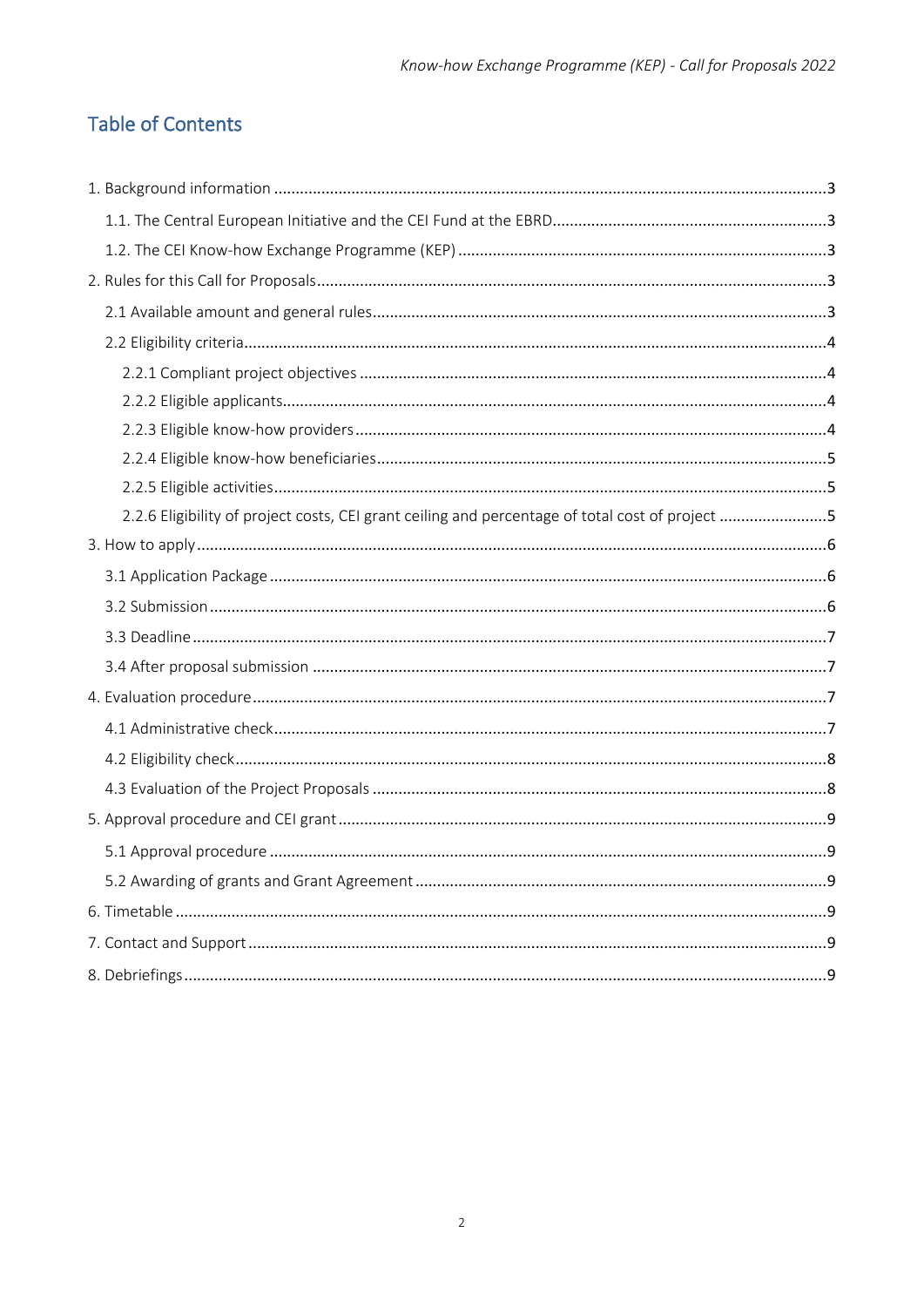## Table of Contents

- 1. Background information ... 3
  - 1.1. The Central European Initiative and the CEI Fund at the EBRD ... 3
  - 1.2. The CEI Know-how Exchange Programme (KEP) ... 3
- 2. Rules for this Call for Proposals ... 3
  - 2.1 Available amount and general rules ... 3
  - 2.2 Eligibility criteria ... 4
    - 2.2.1 Compliant project objectives ... 4
    - 2.2.2 Eligible applicants ... 4
    - 2.2.3 Eligible know-how providers ... 4
    - 2.2.4 Eligible know-how beneficiaries ... 5
    - 2.2.5 Eligible activities ... 5
    - 2.2.6 Eligibility of project costs, CEI grant ceiling and percentage of total cost of project ... 5
- 3. How to apply ... 6
  - 3.1 Application Package ... 6
  - 3.2 Submission ... 6
  - 3.3 Deadline ... 7
  - 3.4 After proposal submission ... 7
- 4. Evaluation procedure ... 7
  - 4.1 Administrative check ... 7
  - 4.2 Eligibility check ... 8
  - 4.3 Evaluation of the Project Proposals ... 8
- 5. Approval procedure and CEI grant ... 9
  - 5.1 Approval procedure ... 9
  - 5.2 Awarding of grants and Grant Agreement ... 9
- 6. Timetable ... 9
- 7. Contact and Support ... 9
- 8. Debriefings ... 9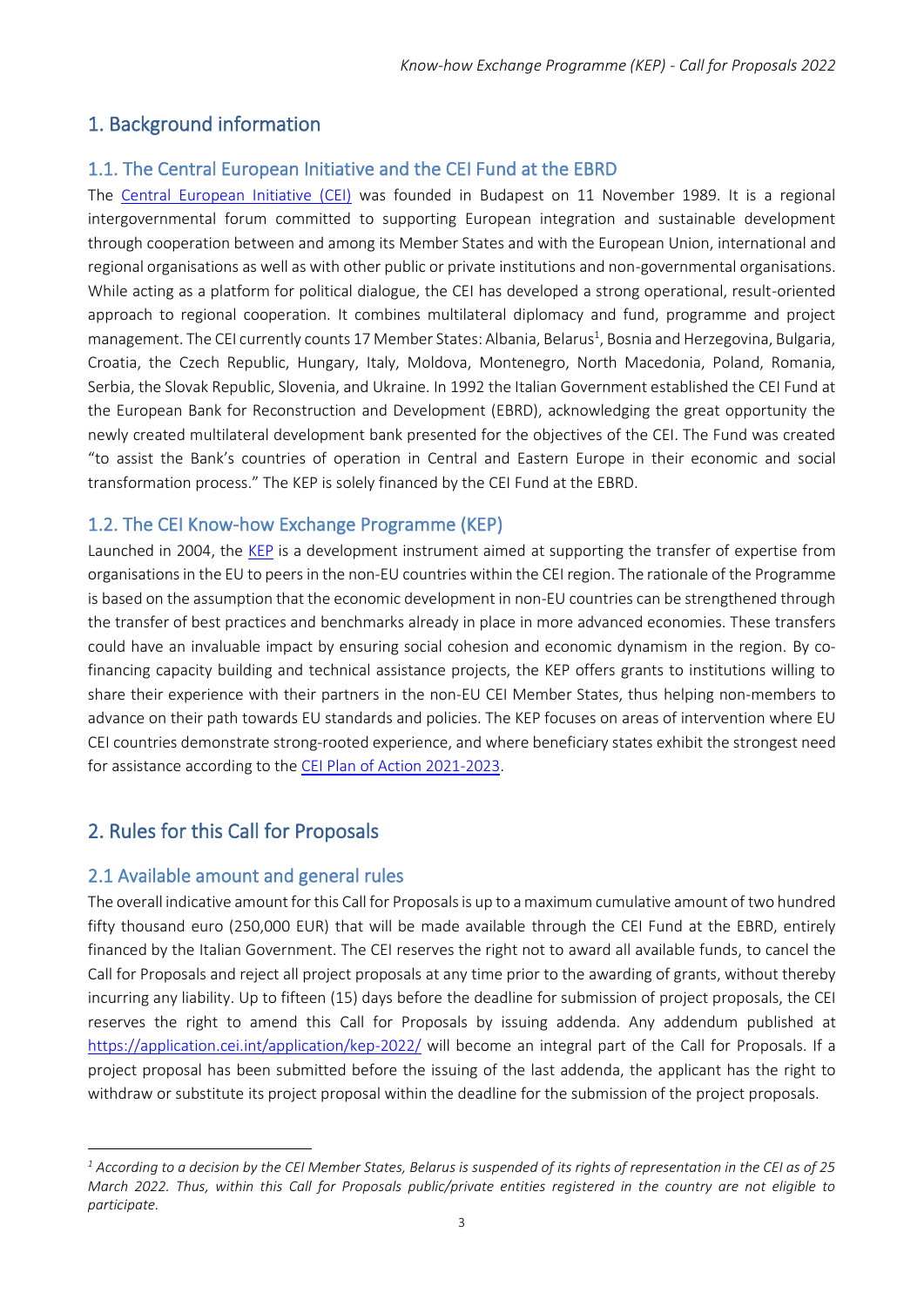# 1. Background information

## 1.1. The Central European Initiative and the CEI Fund at the EBRD

The Central European Initiative (CEI) was founded in Budapest on 11 November 1989. It is a regional intergovernmental forum committed to supporting European integration and sustainable development through cooperation between and among its Member States and with the European Union, international and regional organisations as well as with other public or private institutions and non-governmental organisations. While acting as a platform for political dialogue, the CEI has developed a strong operational, result-oriented approach to regional cooperation. It combines multilateral diplomacy and fund, programme and project management. The CEI currently counts 17 Member States: Albania, Belarus[1], Bosnia and Herzegovina, Bulgaria, Croatia, the Czech Republic, Hungary, Italy, Moldova, Montenegro, North Macedonia, Poland, Romania, Serbia, the Slovak Republic, Slovenia, and Ukraine. In 1992 the Italian Government established the CEI Fund at the European Bank for Reconstruction and Development (EBRD), acknowledging the great opportunity the newly created multilateral development bank presented for the objectives of the CEI. The Fund was created "to assist the Bank's countries of operation in Central and Eastern Europe in their economic and social transformation process." The KEP is solely financed by the CEI Fund at the EBRD.

## 1.2. The CEI Know-how Exchange Programme (KEP)

Launched in 2004, the KEP is a development instrument aimed at supporting the transfer of expertise from organisations in the EU to peers in the non-EU countries within the CEI region. The rationale of the Programme is based on the assumption that the economic development in non-EU countries can be strengthened through the transfer of best practices and benchmarks already in place in more advanced economies. These transfers could have an invaluable impact by ensuring social cohesion and economic dynamism in the region. By co-financing capacity building and technical assistance projects, the KEP offers grants to institutions willing to share their experience with their partners in the non-EU CEI Member States, thus helping non-members to advance on their path towards EU standards and policies. The KEP focuses on areas of intervention where EU CEI countries demonstrate strong-rooted experience, and where beneficiary states exhibit the strongest need for assistance according to the CEI Plan of Action 2021-2023.

# 2. Rules for this Call for Proposals

## 2.1 Available amount and general rules

The overall indicative amount for this Call for Proposals is up to a maximum cumulative amount of two hundred fifty thousand euro (250,000 EUR) that will be made available through the CEI Fund at the EBRD, entirely financed by the Italian Government. The CEI reserves the right not to award all available funds, to cancel the Call for Proposals and reject all project proposals at any time prior to the awarding of grants, without thereby incurring any liability. Up to fifteen (15) days before the deadline for submission of project proposals, the CEI reserves the right to amend this Call for Proposals by issuing addenda. Any addendum published at https://application.cei.int/application/kep-2022/ will become an integral part of the Call for Proposals. If a project proposal has been submitted before the issuing of the last addenda, the applicant has the right to withdraw or substitute its project proposal within the deadline for the submission of the project proposals.

---

[1] *According to a decision by the CEI Member States, Belarus is suspended of its rights of representation in the CEI as of 25 March 2022. Thus, within this Call for Proposals public/private entities registered in the country are not eligible to participate.*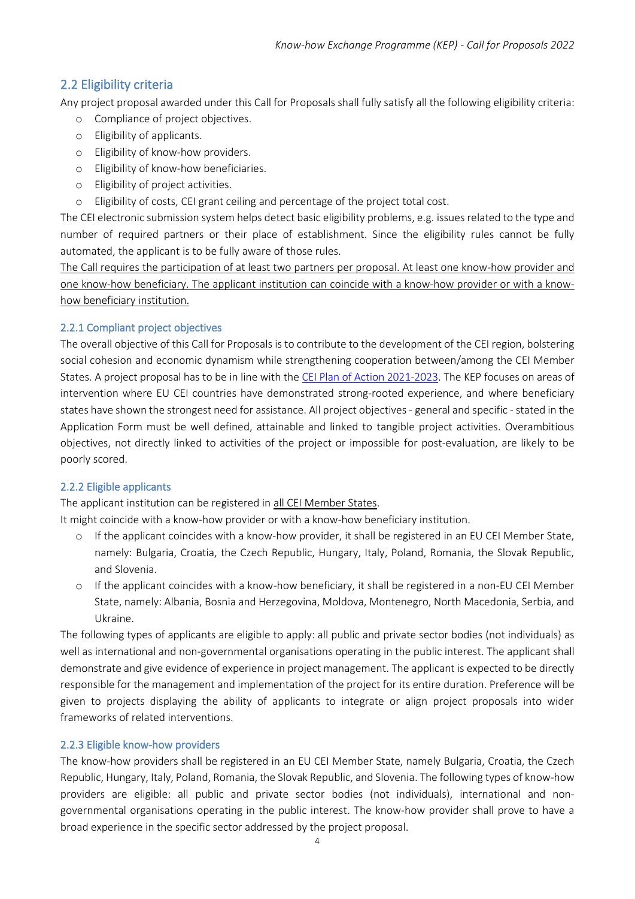## 2.2 Eligibility criteria

Any project proposal awarded under this Call for Proposals shall fully satisfy all the following eligibility criteria:

- Compliance of project objectives.
- Eligibility of applicants.
- Eligibility of know-how providers.
- Eligibility of know-how beneficiaries.
- Eligibility of project activities.
- Eligibility of costs, CEI grant ceiling and percentage of the project total cost.

The CEI electronic submission system helps detect basic eligibility problems, e.g. issues related to the type and number of required partners or their place of establishment. Since the eligibility rules cannot be fully automated, the applicant is to be fully aware of those rules.

The Call requires the participation of at least two partners per proposal. At least one know-how provider and one know-how beneficiary. The applicant institution can coincide with a know-how provider or with a know-how beneficiary institution.

### 2.2.1 Compliant project objectives

The overall objective of this Call for Proposals is to contribute to the development of the CEI region, bolstering social cohesion and economic dynamism while strengthening cooperation between/among the CEI Member States. A project proposal has to be in line with the CEI Plan of Action 2021-2023. The KEP focuses on areas of intervention where EU CEI countries have demonstrated strong-rooted experience, and where beneficiary states have shown the strongest need for assistance. All project objectives - general and specific - stated in the Application Form must be well defined, attainable and linked to tangible project activities. Overambitious objectives, not directly linked to activities of the project or impossible for post-evaluation, are likely to be poorly scored.

### 2.2.2 Eligible applicants

The applicant institution can be registered in all CEI Member States.

It might coincide with a know-how provider or with a know-how beneficiary institution.

- If the applicant coincides with a know-how provider, it shall be registered in an EU CEI Member State, namely: Bulgaria, Croatia, the Czech Republic, Hungary, Italy, Poland, Romania, the Slovak Republic, and Slovenia.
- If the applicant coincides with a know-how beneficiary, it shall be registered in a non-EU CEI Member State, namely: Albania, Bosnia and Herzegovina, Moldova, Montenegro, North Macedonia, Serbia, and Ukraine.

The following types of applicants are eligible to apply: all public and private sector bodies (not individuals) as well as international and non-governmental organisations operating in the public interest. The applicant shall demonstrate and give evidence of experience in project management. The applicant is expected to be directly responsible for the management and implementation of the project for its entire duration. Preference will be given to projects displaying the ability of applicants to integrate or align project proposals into wider frameworks of related interventions.

### 2.2.3 Eligible know-how providers

The know-how providers shall be registered in an EU CEI Member State, namely Bulgaria, Croatia, the Czech Republic, Hungary, Italy, Poland, Romania, the Slovak Republic, and Slovenia. The following types of know-how providers are eligible: all public and private sector bodies (not individuals), international and non-governmental organisations operating in the public interest. The know-how provider shall prove to have a broad experience in the specific sector addressed by the project proposal.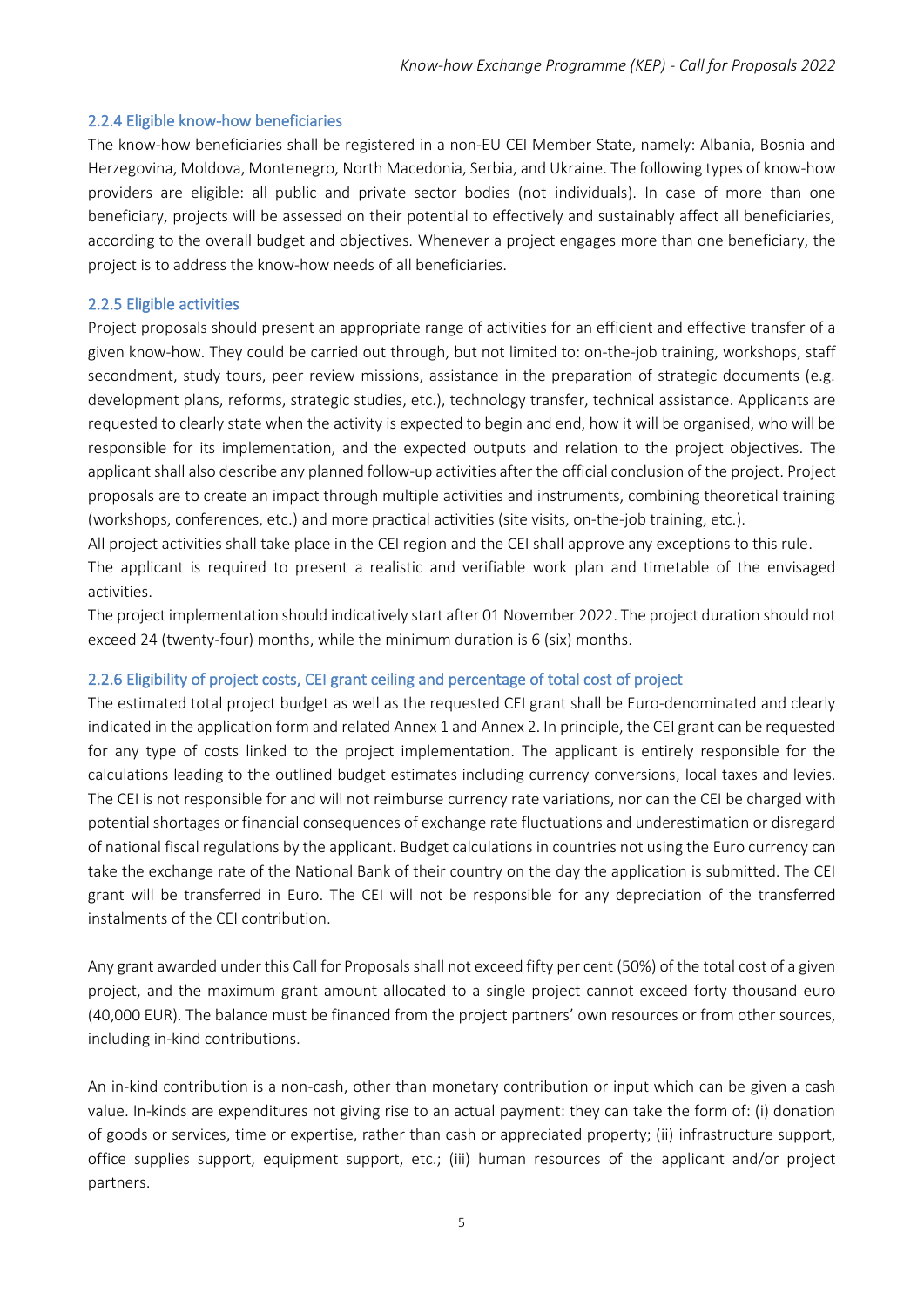### 2.2.4 Eligible know-how beneficiaries

The know-how beneficiaries shall be registered in a non-EU CEI Member State, namely: Albania, Bosnia and Herzegovina, Moldova, Montenegro, North Macedonia, Serbia, and Ukraine. The following types of know-how providers are eligible: all public and private sector bodies (not individuals). In case of more than one beneficiary, projects will be assessed on their potential to effectively and sustainably affect all beneficiaries, according to the overall budget and objectives. Whenever a project engages more than one beneficiary, the project is to address the know-how needs of all beneficiaries.

### 2.2.5 Eligible activities

Project proposals should present an appropriate range of activities for an efficient and effective transfer of a given know-how. They could be carried out through, but not limited to: on-the-job training, workshops, staff secondment, study tours, peer review missions, assistance in the preparation of strategic documents (e.g. development plans, reforms, strategic studies, etc.), technology transfer, technical assistance. Applicants are requested to clearly state when the activity is expected to begin and end, how it will be organised, who will be responsible for its implementation, and the expected outputs and relation to the project objectives. The applicant shall also describe any planned follow-up activities after the official conclusion of the project. Project proposals are to create an impact through multiple activities and instruments, combining theoretical training (workshops, conferences, etc.) and more practical activities (site visits, on-the-job training, etc.).

All project activities shall take place in the CEI region and the CEI shall approve any exceptions to this rule.

The applicant is required to present a realistic and verifiable work plan and timetable of the envisaged activities.

The project implementation should indicatively start after 01 November 2022. The project duration should not exceed 24 (twenty-four) months, while the minimum duration is 6 (six) months.

### 2.2.6 Eligibility of project costs, CEI grant ceiling and percentage of total cost of project

The estimated total project budget as well as the requested CEI grant shall be Euro-denominated and clearly indicated in the application form and related Annex 1 and Annex 2. In principle, the CEI grant can be requested for any type of costs linked to the project implementation. The applicant is entirely responsible for the calculations leading to the outlined budget estimates including currency conversions, local taxes and levies. The CEI is not responsible for and will not reimburse currency rate variations, nor can the CEI be charged with potential shortages or financial consequences of exchange rate fluctuations and underestimation or disregard of national fiscal regulations by the applicant. Budget calculations in countries not using the Euro currency can take the exchange rate of the National Bank of their country on the day the application is submitted. The CEI grant will be transferred in Euro. The CEI will not be responsible for any depreciation of the transferred instalments of the CEI contribution.

Any grant awarded under this Call for Proposals shall not exceed fifty per cent (50%) of the total cost of a given project, and the maximum grant amount allocated to a single project cannot exceed forty thousand euro (40,000 EUR). The balance must be financed from the project partners' own resources or from other sources, including in-kind contributions.

An in-kind contribution is a non-cash, other than monetary contribution or input which can be given a cash value. In-kinds are expenditures not giving rise to an actual payment: they can take the form of: (i) donation of goods or services, time or expertise, rather than cash or appreciated property; (ii) infrastructure support, office supplies support, equipment support, etc.; (iii) human resources of the applicant and/or project partners.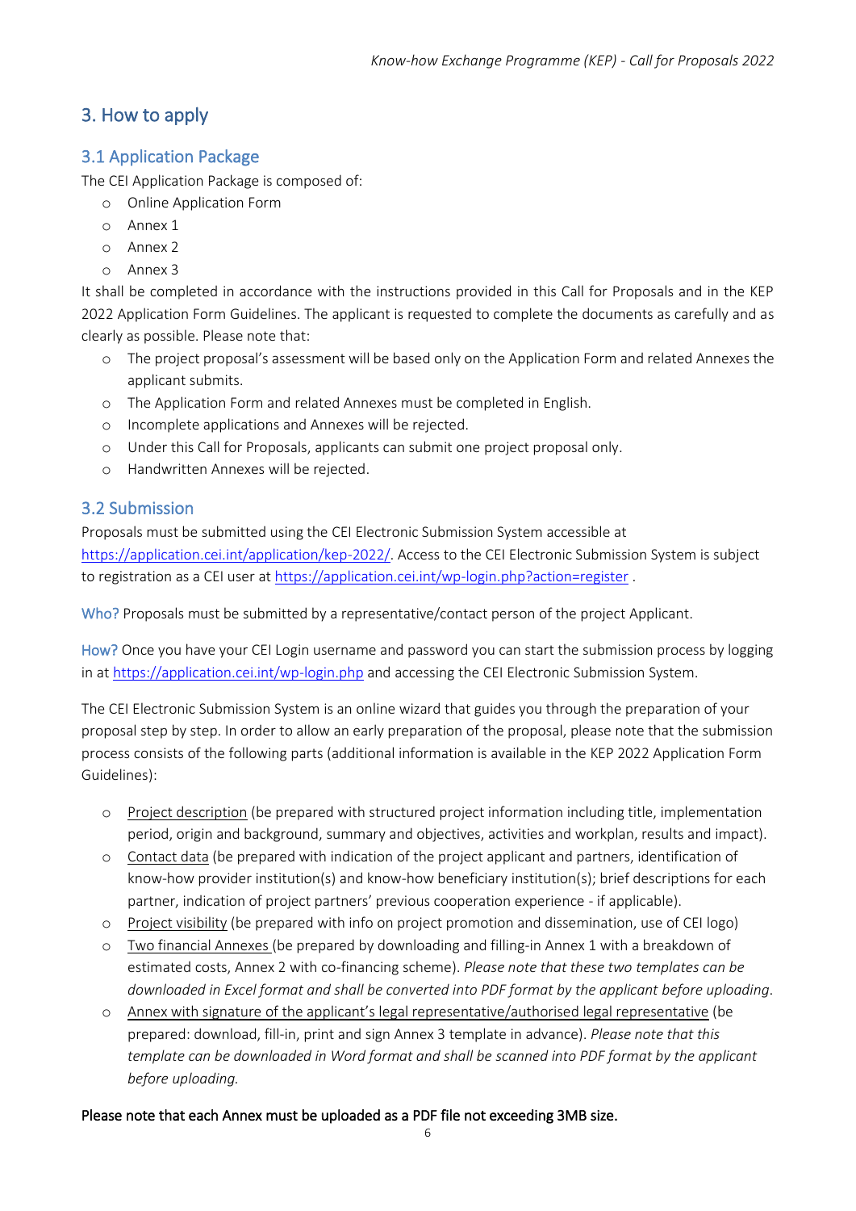## 3. How to apply

### 3.1 Application Package

The CEI Application Package is composed of:

- Online Application Form
- Annex 1
- Annex 2
- Annex 3

It shall be completed in accordance with the instructions provided in this Call for Proposals and in the KEP 2022 Application Form Guidelines. The applicant is requested to complete the documents as carefully and as clearly as possible. Please note that:

- The project proposal's assessment will be based only on the Application Form and related Annexes the applicant submits.
- The Application Form and related Annexes must be completed in English.
- Incomplete applications and Annexes will be rejected.
- Under this Call for Proposals, applicants can submit one project proposal only.
- Handwritten Annexes will be rejected.

### 3.2 Submission

Proposals must be submitted using the CEI Electronic Submission System accessible at https://application.cei.int/application/kep-2022/. Access to the CEI Electronic Submission System is subject to registration as a CEI user at https://application.cei.int/wp-login.php?action=register .

Who? Proposals must be submitted by a representative/contact person of the project Applicant.

How? Once you have your CEI Login username and password you can start the submission process by logging in at https://application.cei.int/wp-login.php and accessing the CEI Electronic Submission System.

The CEI Electronic Submission System is an online wizard that guides you through the preparation of your proposal step by step. In order to allow an early preparation of the proposal, please note that the submission process consists of the following parts (additional information is available in the KEP 2022 Application Form Guidelines):

- Project description (be prepared with structured project information including title, implementation period, origin and background, summary and objectives, activities and workplan, results and impact).
- Contact data (be prepared with indication of the project applicant and partners, identification of know-how provider institution(s) and know-how beneficiary institution(s); brief descriptions for each partner, indication of project partners' previous cooperation experience - if applicable).
- Project visibility (be prepared with info on project promotion and dissemination, use of CEI logo)
- Two financial Annexes (be prepared by downloading and filling-in Annex 1 with a breakdown of estimated costs, Annex 2 with co-financing scheme). *Please note that these two templates can be downloaded in Excel format and shall be converted into PDF format by the applicant before uploading*.
- Annex with signature of the applicant's legal representative/authorised legal representative (be prepared: download, fill-in, print and sign Annex 3 template in advance). *Please note that this template can be downloaded in Word format and shall be scanned into PDF format by the applicant before uploading.*

**Please note that each Annex must be uploaded as a PDF file not exceeding 3MB size.**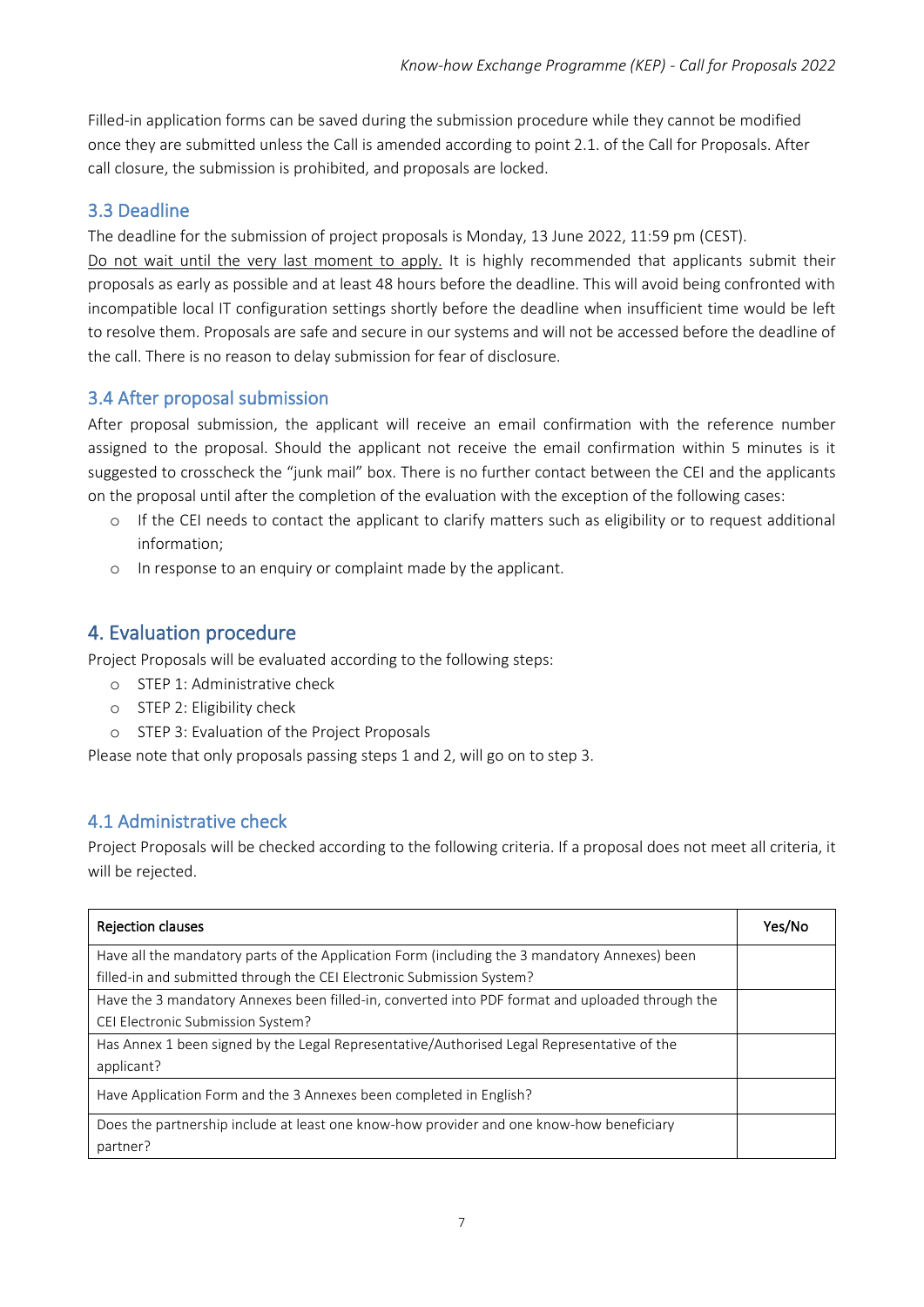Filled-in application forms can be saved during the submission procedure while they cannot be modified once they are submitted unless the Call is amended according to point 2.1. of the Call for Proposals. After call closure, the submission is prohibited, and proposals are locked.

## 3.3 Deadline

The deadline for the submission of project proposals is Monday, 13 June 2022, 11:59 pm (CEST).

Do not wait until the very last moment to apply. It is highly recommended that applicants submit their proposals as early as possible and at least 48 hours before the deadline. This will avoid being confronted with incompatible local IT configuration settings shortly before the deadline when insufficient time would be left to resolve them. Proposals are safe and secure in our systems and will not be accessed before the deadline of the call. There is no reason to delay submission for fear of disclosure.

## 3.4 After proposal submission

After proposal submission, the applicant will receive an email confirmation with the reference number assigned to the proposal. Should the applicant not receive the email confirmation within 5 minutes is it suggested to crosscheck the "junk mail" box. There is no further contact between the CEI and the applicants on the proposal until after the completion of the evaluation with the exception of the following cases:

- If the CEI needs to contact the applicant to clarify matters such as eligibility or to request additional information;
- In response to an enquiry or complaint made by the applicant.

# 4. Evaluation procedure

Project Proposals will be evaluated according to the following steps:

- STEP 1: Administrative check
- STEP 2: Eligibility check
- STEP 3: Evaluation of the Project Proposals

Please note that only proposals passing steps 1 and 2, will go on to step 3.

## 4.1 Administrative check

Project Proposals will be checked according to the following criteria. If a proposal does not meet all criteria, it will be rejected.

| Rejection clauses | Yes/No |
|---|---|
| Have all the mandatory parts of the Application Form (including the 3 mandatory Annexes) been filled-in and submitted through the CEI Electronic Submission System? | |
| Have the 3 mandatory Annexes been filled-in, converted into PDF format and uploaded through the CEI Electronic Submission System? | |
| Has Annex 1 been signed by the Legal Representative/Authorised Legal Representative of the applicant? | |
| Have Application Form and the 3 Annexes been completed in English? | |
| Does the partnership include at least one know-how provider and one know-how beneficiary partner? | |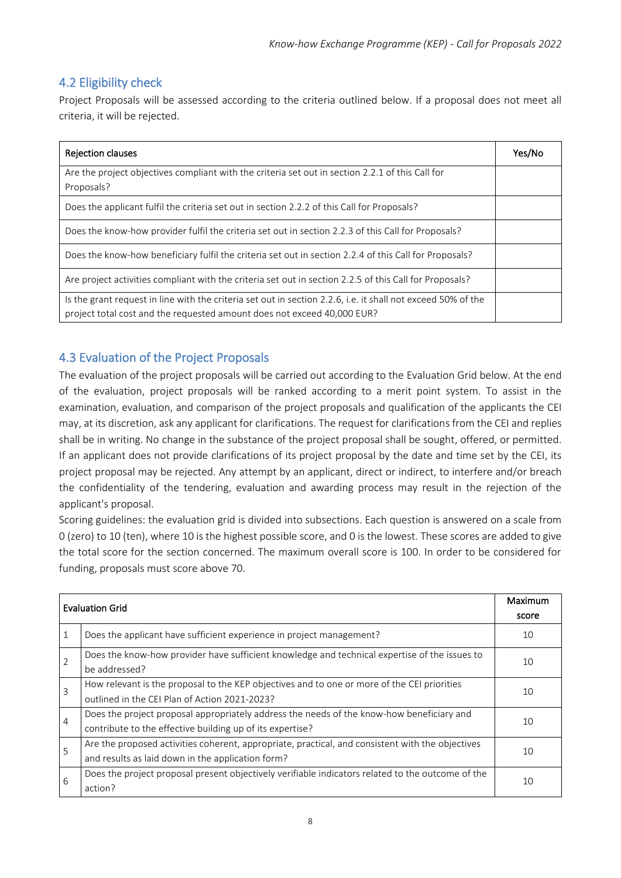## 4.2 Eligibility check

Project Proposals will be assessed according to the criteria outlined below. If a proposal does not meet all criteria, it will be rejected.

| Rejection clauses | Yes/No |
|---|---|
| Are the project objectives compliant with the criteria set out in section 2.2.1 of this Call for Proposals? | |
| Does the applicant fulfil the criteria set out in section 2.2.2 of this Call for Proposals? | |
| Does the know-how provider fulfil the criteria set out in section 2.2.3 of this Call for Proposals? | |
| Does the know-how beneficiary fulfil the criteria set out in section 2.2.4 of this Call for Proposals? | |
| Are project activities compliant with the criteria set out in section 2.2.5 of this Call for Proposals? | |
| Is the grant request in line with the criteria set out in section 2.2.6, i.e. it shall not exceed 50% of the project total cost and the requested amount does not exceed 40,000 EUR? | |

## 4.3 Evaluation of the Project Proposals

The evaluation of the project proposals will be carried out according to the Evaluation Grid below. At the end of the evaluation, project proposals will be ranked according to a merit point system. To assist in the examination, evaluation, and comparison of the project proposals and qualification of the applicants the CEI may, at its discretion, ask any applicant for clarifications. The request for clarifications from the CEI and replies shall be in writing. No change in the substance of the project proposal shall be sought, offered, or permitted. If an applicant does not provide clarifications of its project proposal by the date and time set by the CEI, its project proposal may be rejected. Any attempt by an applicant, direct or indirect, to interfere and/or breach the confidentiality of the tendering, evaluation and awarding process may result in the rejection of the applicant's proposal.

Scoring guidelines: the evaluation grid is divided into subsections. Each question is answered on a scale from 0 (zero) to 10 (ten), where 10 is the highest possible score, and 0 is the lowest. These scores are added to give the total score for the section concerned. The maximum overall score is 100. In order to be considered for funding, proposals must score above 70.

| Evaluation Grid | | Maximum score |
|---|---|---|
| 1 | Does the applicant have sufficient experience in project management? | 10 |
| 2 | Does the know-how provider have sufficient knowledge and technical expertise of the issues to be addressed? | 10 |
| 3 | How relevant is the proposal to the KEP objectives and to one or more of the CEI priorities outlined in the CEI Plan of Action 2021-2023? | 10 |
| 4 | Does the project proposal appropriately address the needs of the know-how beneficiary and contribute to the effective building up of its expertise? | 10 |
| 5 | Are the proposed activities coherent, appropriate, practical, and consistent with the objectives and results as laid down in the application form? | 10 |
| 6 | Does the project proposal present objectively verifiable indicators related to the outcome of the action? | 10 |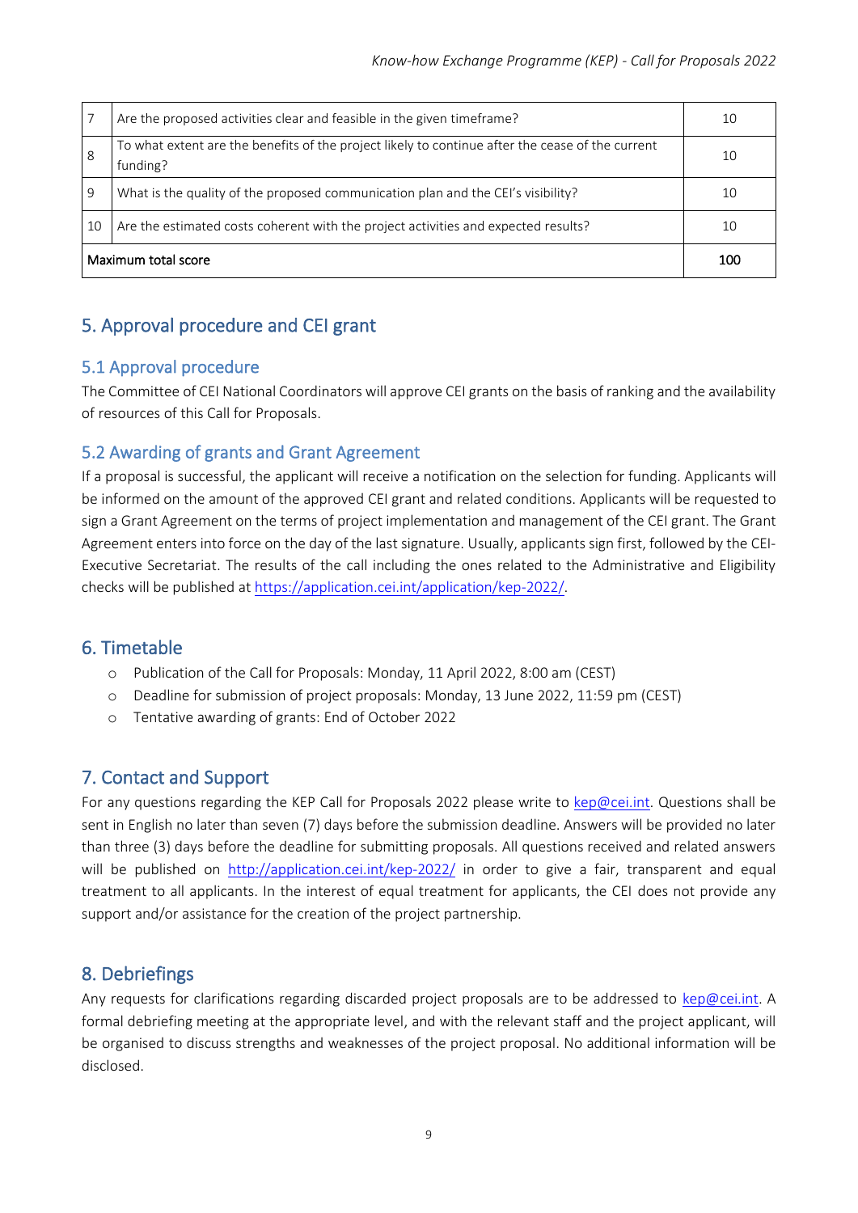| | | |
|---|---|---|
| 7 | Are the proposed activities clear and feasible in the given timeframe? | 10 |
| 8 | To what extent are the benefits of the project likely to continue after the cease of the current funding? | 10 |
| 9 | What is the quality of the proposed communication plan and the CEI's visibility? | 10 |
| 10 | Are the estimated costs coherent with the project activities and expected results? | 10 |
| Maximum total score | | 100 |

## 5. Approval procedure and CEI grant

### 5.1 Approval procedure

The Committee of CEI National Coordinators will approve CEI grants on the basis of ranking and the availability of resources of this Call for Proposals.

### 5.2 Awarding of grants and Grant Agreement

If a proposal is successful, the applicant will receive a notification on the selection for funding. Applicants will be informed on the amount of the approved CEI grant and related conditions. Applicants will be requested to sign a Grant Agreement on the terms of project implementation and management of the CEI grant. The Grant Agreement enters into force on the day of the last signature. Usually, applicants sign first, followed by the CEI-Executive Secretariat. The results of the call including the ones related to the Administrative and Eligibility checks will be published at https://application.cei.int/application/kep-2022/.

## 6. Timetable

- Publication of the Call for Proposals: Monday, 11 April 2022, 8:00 am (CEST)
- Deadline for submission of project proposals: Monday, 13 June 2022, 11:59 pm (CEST)
- Tentative awarding of grants: End of October 2022

## 7. Contact and Support

For any questions regarding the KEP Call for Proposals 2022 please write to kep@cei.int. Questions shall be sent in English no later than seven (7) days before the submission deadline. Answers will be provided no later than three (3) days before the deadline for submitting proposals. All questions received and related answers will be published on http://application.cei.int/kep-2022/ in order to give a fair, transparent and equal treatment to all applicants. In the interest of equal treatment for applicants, the CEI does not provide any support and/or assistance for the creation of the project partnership.

## 8. Debriefings

Any requests for clarifications regarding discarded project proposals are to be addressed to kep@cei.int. A formal debriefing meeting at the appropriate level, and with the relevant staff and the project applicant, will be organised to discuss strengths and weaknesses of the project proposal. No additional information will be disclosed.